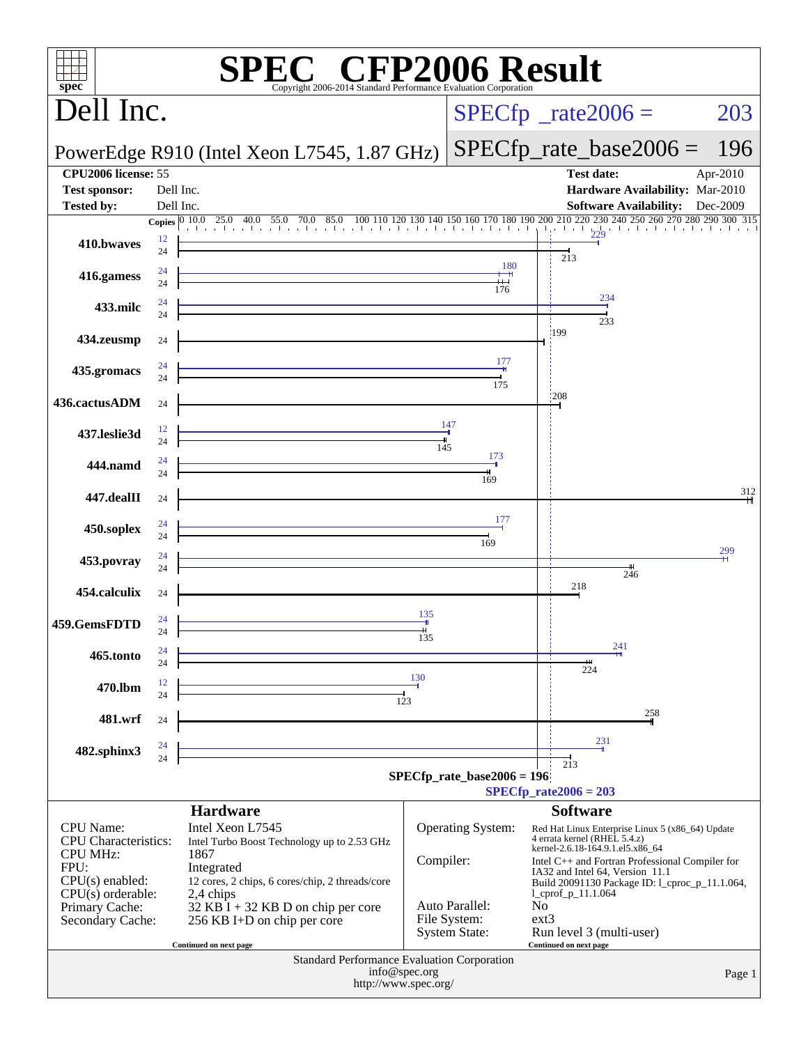# SPEC CFP2006 Result

Copyright 2006-2014 Standard Performance Evaluation Corporation

## Dell Inc.

PowerEdge R910 (Intel Xeon L7545, 1.87 GHz)

SPECfp_rate2006 = 203

SPECfp_rate_base2006 = 196

| | | | |
|---|---|---|---|
| **CPU2006 license:** | 55 | **Test date:** | Apr-2010 |
| **Test sponsor:** | Dell Inc. | **Hardware Availability:** | Mar-2010 |
| **Tested by:** | Dell Inc. | **Software Availability:** | Dec-2009 |

| Benchmark | Copies (peak) | Peak | Copies (base) | Base |
|---|---|---|---|---|
| 410.bwaves | 12 | 229 | 24 | 213 |
| 416.gamess | 24 | 180 | 24 | 176 |
| 433.milc | 24 | 234 | 24 | 233 |
| 434.zeusmp | | | 24 | 199 |
| 435.gromacs | 24 | 177 | 24 | 175 |
| 436.cactusADM | | | 24 | 208 |
| 437.leslie3d | 12 | 147 | 24 | 145 |
| 444.namd | 24 | 173 | 24 | 169 |
| 447.dealII | | | 24 | 312 |
| 450.soplex | 24 | 177 | 24 | 169 |
| 453.povray | 24 | 299 | 24 | 246 |
| 454.calculix | | | 24 | 218 |
| 459.GemsFDTD | 24 | 135 | 24 | 135 |
| 465.tonto | 24 | 241 | 24 | 224 |
| 470.lbm | 12 | 130 | 24 | 123 |
| 481.wrf | | | 24 | 258 |
| 482.sphinx3 | 24 | 231 | 24 | 213 |

SPECfp_rate_base2006 = 196

SPECfp_rate2006 = 203

### Hardware

| | |
|---|---|
| CPU Name: | Intel Xeon L7545 |
| CPU Characteristics: | Intel Turbo Boost Technology up to 2.53 GHz |
| CPU MHz: | 1867 |
| FPU: | Integrated |
| CPU(s) enabled: | 12 cores, 2 chips, 6 cores/chip, 2 threads/core |
| CPU(s) orderable: | 2,4 chips |
| Primary Cache: | 32 KB I + 32 KB D on chip per core |
| Secondary Cache: | 256 KB I+D on chip per core |

Continued on next page

### Software

| | |
|---|---|
| Operating System: | Red Hat Linux Enterprise Linux 5 (x86_64) Update 4 errata kernel (RHEL 5.4.z) kernel-2.6.18-164.9.1.el5.x86_64 |
| Compiler: | Intel C++ and Fortran Professional Compiler for IA32 and Intel 64, Version 11.1 Build 20091130 Package ID: l_cproc_p_11.1.064, l_cprof_p_11.1.064 |
| Auto Parallel: | No |
| File System: | ext3 |
| System State: | Run level 3 (multi-user) |

Continued on next page

Standard Performance Evaluation Corporation
info@spec.org
http://www.spec.org/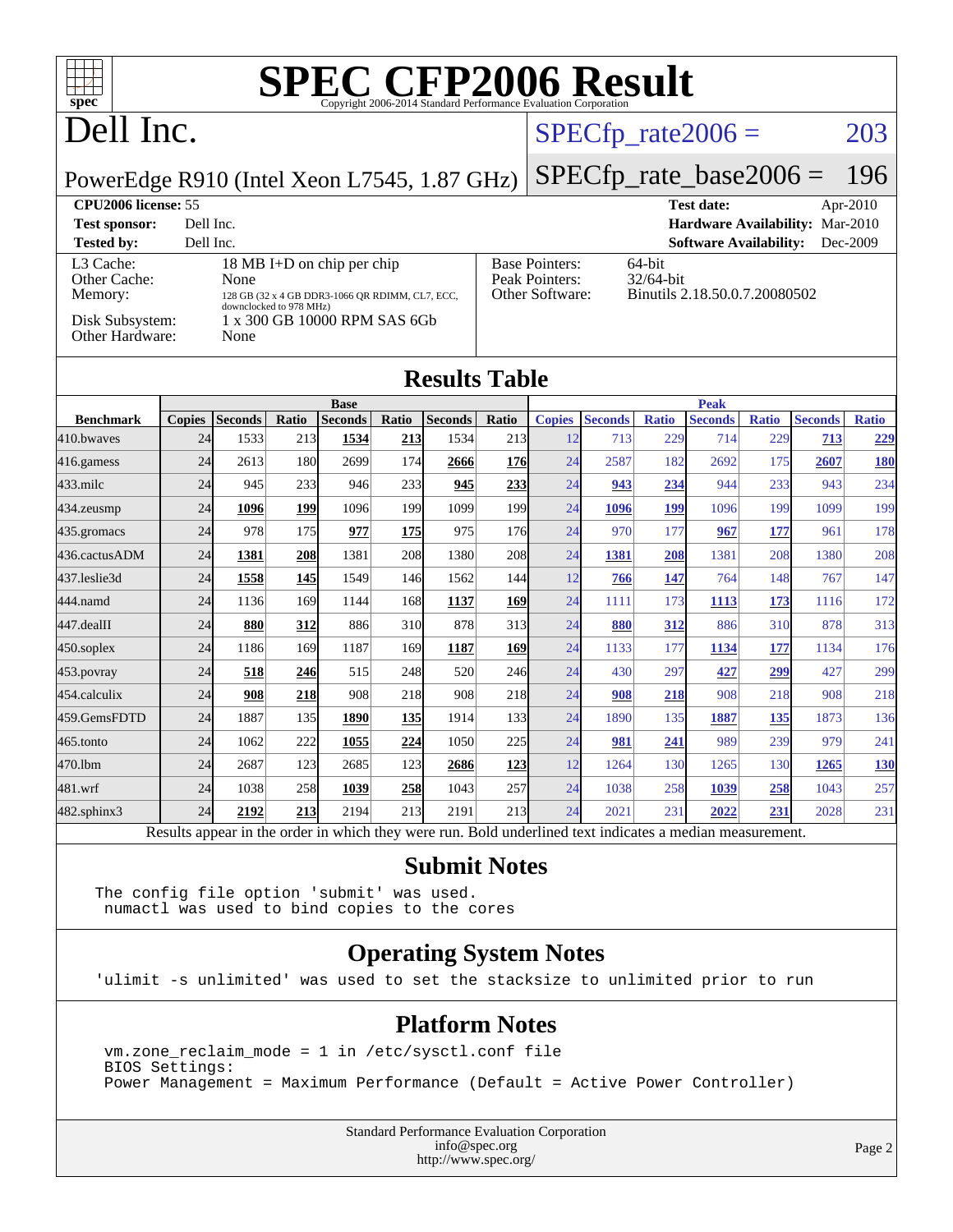# SPEC CFP2006 Result

Copyright 2006-2014 Standard Performance Evaluation Corporation

## Dell Inc.

PowerEdge R910 (Intel Xeon L7545, 1.87 GHz)

SPECfp_rate2006 = 203

SPECfp_rate_base2006 = 196

| | | | |
|---|---|---|---|
| **CPU2006 license:** 55 | | **Test date:** | Apr-2010 |
| **Test sponsor:** | Dell Inc. | **Hardware Availability:** | Mar-2010 |
| **Tested by:** | Dell Inc. | **Software Availability:** | Dec-2009 |

| | |
|---|---|
| L3 Cache: | 18 MB I+D on chip per chip |
| Other Cache: | None |
| Memory: | 128 GB (32 x 4 GB DDR3-1066 QR RDIMM, CL7, ECC, downclocked to 978 MHz) |
| Disk Subsystem: | 1 x 300 GB 10000 RPM SAS 6Gb |
| Other Hardware: | None |

| | |
|---|---|
| Base Pointers: | 64-bit |
| Peak Pointers: | 32/64-bit |
| Other Software: | Binutils 2.18.50.0.7.20080502 |

## Results Table

| | Base | | | | | | | Peak | | | | | | |
|---|---|---|---|---|---|---|---|---|---|---|---|---|---|---|
| **Benchmark** | **Copies** | **Seconds** | **Ratio** | **Seconds** | **Ratio** | **Seconds** | **Ratio** | **Copies** | **Seconds** | **Ratio** | **Seconds** | **Ratio** | **Seconds** | **Ratio** |
| 410.bwaves | 24 | 1533 | 213 | **1534** | **213** | 1534 | 213 | 12 | 713 | 229 | 714 | 229 | **713** | **229** |
| 416.gamess | 24 | 2613 | 180 | 2699 | 174 | **2666** | **176** | 24 | 2587 | 182 | 2692 | 175 | **2607** | **180** |
| 433.milc | 24 | 945 | 233 | 946 | 233 | **945** | **233** | 24 | **943** | **234** | 944 | 233 | 943 | 234 |
| 434.zeusmp | 24 | **1096** | **199** | 1096 | 199 | 1099 | 199 | 24 | **1096** | **199** | 1096 | 199 | 1099 | 199 |
| 435.gromacs | 24 | 978 | 175 | **977** | **175** | 975 | 176 | 24 | 970 | 177 | **967** | **177** | 961 | 178 |
| 436.cactusADM | 24 | **1381** | **208** | 1381 | 208 | 1380 | 208 | 24 | **1381** | **208** | 1381 | 208 | 1380 | 208 |
| 437.leslie3d | 24 | **1558** | **145** | 1549 | 146 | 1562 | 144 | 12 | **766** | **147** | 764 | 148 | 767 | 147 |
| 444.namd | 24 | 1136 | 169 | 1144 | 168 | **1137** | **169** | 24 | 1111 | 173 | **1113** | **173** | 1116 | 172 |
| 447.dealII | 24 | **880** | **312** | 886 | 310 | 878 | 313 | 24 | **880** | **312** | 886 | 310 | 878 | 313 |
| 450.soplex | 24 | 1186 | 169 | 1187 | 169 | **1187** | **169** | 24 | 1133 | 177 | **1134** | **177** | 1134 | 176 |
| 453.povray | 24 | **518** | **246** | 515 | 248 | 520 | 246 | 24 | 430 | 297 | **427** | **299** | 427 | 299 |
| 454.calculix | 24 | **908** | **218** | 908 | 218 | 908 | 218 | 24 | **908** | **218** | 908 | 218 | 908 | 218 |
| 459.GemsFDTD | 24 | 1887 | 135 | **1890** | **135** | 1914 | 133 | 24 | 1890 | 135 | **1887** | **135** | 1873 | 136 |
| 465.tonto | 24 | 1062 | 222 | **1055** | **224** | 1050 | 225 | 24 | **981** | **241** | 989 | 239 | 979 | 241 |
| 470.lbm | 24 | 2687 | 123 | 2685 | 123 | **2686** | **123** | 12 | 1264 | 130 | 1265 | 130 | **1265** | **130** |
| 481.wrf | 24 | 1038 | 258 | **1039** | **258** | 1043 | 257 | 24 | 1038 | 258 | **1039** | **258** | 1043 | 257 |
| 482.sphinx3 | 24 | **2192** | **213** | 2194 | 213 | 2191 | 213 | 24 | 2021 | 231 | **2022** | **231** | 2028 | 231 |

Results appear in the order in which they were run. Bold underlined text indicates a median measurement.

## Submit Notes

```
The config file option 'submit' was used.
 numactl was used to bind copies to the cores
```

## Operating System Notes

```
'ulimit -s unlimited' was used to set the stacksize to unlimited prior to run
```

## Platform Notes

```
vm.zone_reclaim_mode = 1 in /etc/sysctl.conf file
BIOS Settings:
Power Management = Maximum Performance (Default = Active Power Controller)
```

Standard Performance Evaluation Corporation
info@spec.org
http://www.spec.org/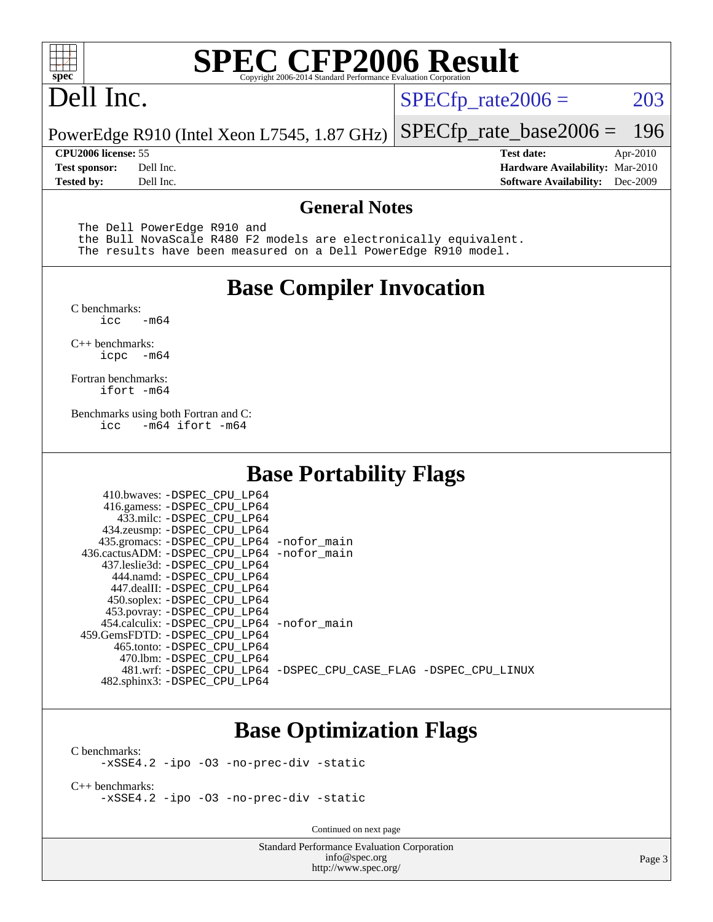# SPEC CFP2006 Result

Copyright 2006-2014 Standard Performance Evaluation Corporation

# Dell Inc.

PowerEdge R910 (Intel Xeon L7545, 1.87 GHz)

SPECfp_rate2006 = 203

SPECfp_rate_base2006 = 196

| | | | |
|---|---|---|---|
| **CPU2006 license:** | 55 | **Test date:** | Apr-2010 |
| **Test sponsor:** | Dell Inc. | **Hardware Availability:** | Mar-2010 |
| **Tested by:** | Dell Inc. | **Software Availability:** | Dec-2009 |

## General Notes

```
The Dell PowerEdge R910 and
the Bull NovaScale R480 F2 models are electronically equivalent.
The results have been measured on a Dell PowerEdge R910 model.
```

## Base Compiler Invocation

C benchmarks:
```
icc   -m64
```

C++ benchmarks:
```
icpc  -m64
```

Fortran benchmarks:
```
ifort -m64
```

Benchmarks using both Fortran and C:
```
icc   -m64 ifort -m64
```

## Base Portability Flags

```
    410.bwaves: -DSPEC_CPU_LP64
    416.gamess: -DSPEC_CPU_LP64
      433.milc: -DSPEC_CPU_LP64
    434.zeusmp: -DSPEC_CPU_LP64
   435.gromacs: -DSPEC_CPU_LP64 -nofor_main
 436.cactusADM: -DSPEC_CPU_LP64 -nofor_main
   437.leslie3d: -DSPEC_CPU_LP64
      444.namd: -DSPEC_CPU_LP64
    447.dealII: -DSPEC_CPU_LP64
    450.soplex: -DSPEC_CPU_LP64
    453.povray: -DSPEC_CPU_LP64
  454.calculix: -DSPEC_CPU_LP64 -nofor_main
 459.GemsFDTD: -DSPEC_CPU_LP64
     465.tonto: -DSPEC_CPU_LP64
       470.lbm: -DSPEC_CPU_LP64
       481.wrf: -DSPEC_CPU_LP64 -DSPEC_CPU_CASE_FLAG -DSPEC_CPU_LINUX
   482.sphinx3: -DSPEC_CPU_LP64
```

## Base Optimization Flags

C benchmarks:
```
-xSSE4.2 -ipo -O3 -no-prec-div -static
```

C++ benchmarks:
```
-xSSE4.2 -ipo -O3 -no-prec-div -static
```

Continued on next page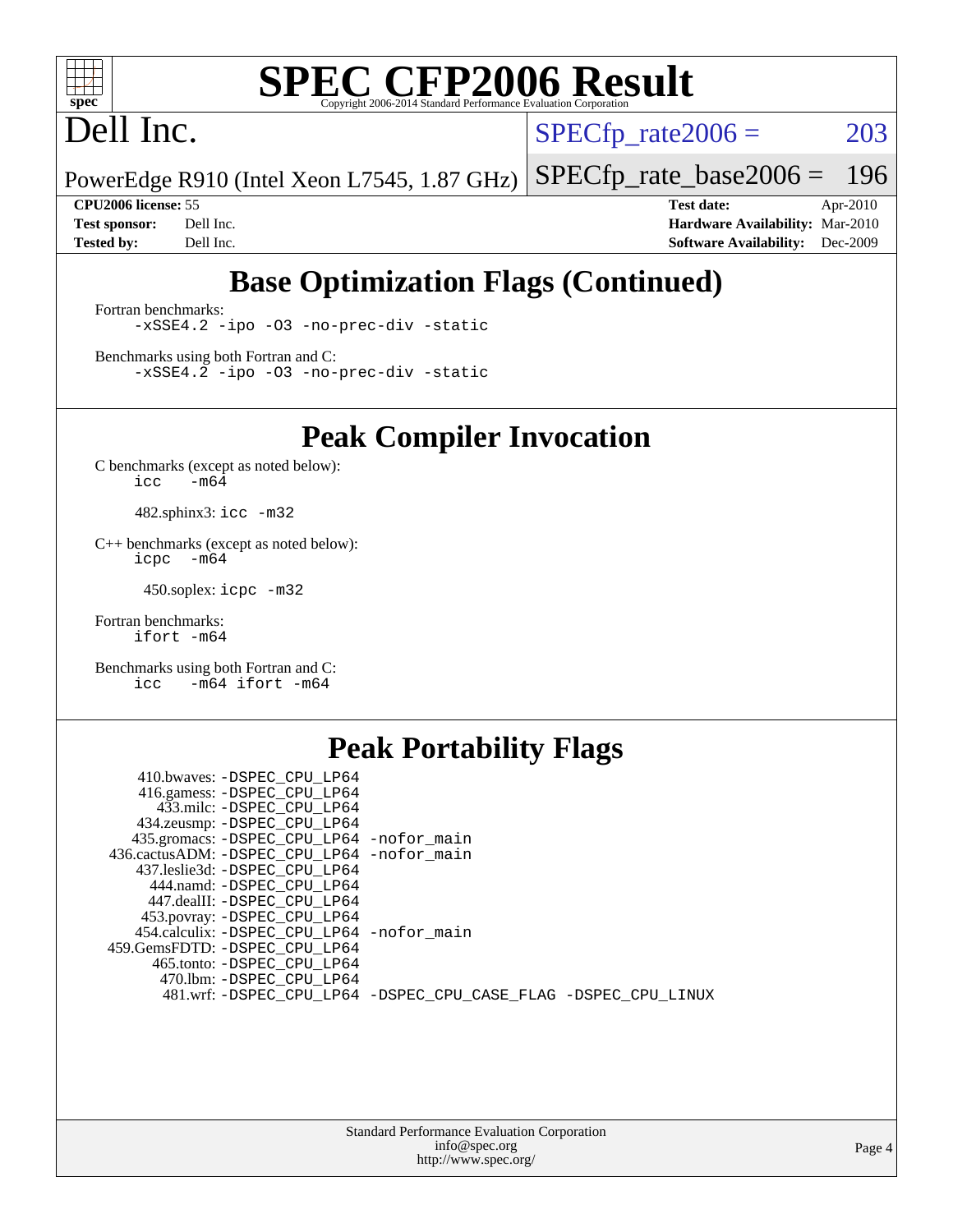# SPEC CFP2006 Result

Copyright 2006-2014 Standard Performance Evaluation Corporation

**Dell Inc.**

PowerEdge R910 (Intel Xeon L7545, 1.87 GHz)

SPECfp_rate2006 = 203

SPECfp_rate_base2006 = 196

| | | | |
|---|---|---|---|
| **CPU2006 license:** | 55 | **Test date:** | Apr-2010 |
| **Test sponsor:** | Dell Inc. | **Hardware Availability:** | Mar-2010 |
| **Tested by:** | Dell Inc. | **Software Availability:** | Dec-2009 |

## Base Optimization Flags (Continued)

Fortran benchmarks:

```
-xSSE4.2 -ipo -O3 -no-prec-div -static
```

Benchmarks using both Fortran and C:

```
-xSSE4.2 -ipo -O3 -no-prec-div -static
```

## Peak Compiler Invocation

C benchmarks (except as noted below):

```
icc   -m64
```

482.sphinx3: `icc -m32`

C++ benchmarks (except as noted below):

```
icpc   -m64
```

450.soplex: `icpc -m32`

Fortran benchmarks:

```
ifort -m64
```

Benchmarks using both Fortran and C:

```
icc   -m64 ifort -m64
```

## Peak Portability Flags

410.bwaves: -DSPEC_CPU_LP64
416.gamess: -DSPEC_CPU_LP64
433.milc: -DSPEC_CPU_LP64
434.zeusmp: -DSPEC_CPU_LP64
435.gromacs: -DSPEC_CPU_LP64 -nofor_main
436.cactusADM: -DSPEC_CPU_LP64 -nofor_main
437.leslie3d: -DSPEC_CPU_LP64
444.namd: -DSPEC_CPU_LP64
447.dealII: -DSPEC_CPU_LP64
453.povray: -DSPEC_CPU_LP64
454.calculix: -DSPEC_CPU_LP64 -nofor_main
459.GemsFDTD: -DSPEC_CPU_LP64
465.tonto: -DSPEC_CPU_LP64
470.lbm: -DSPEC_CPU_LP64
481.wrf: -DSPEC_CPU_LP64 -DSPEC_CPU_CASE_FLAG -DSPEC_CPU_LINUX

Standard Performance Evaluation Corporation
info@spec.org
http://www.spec.org/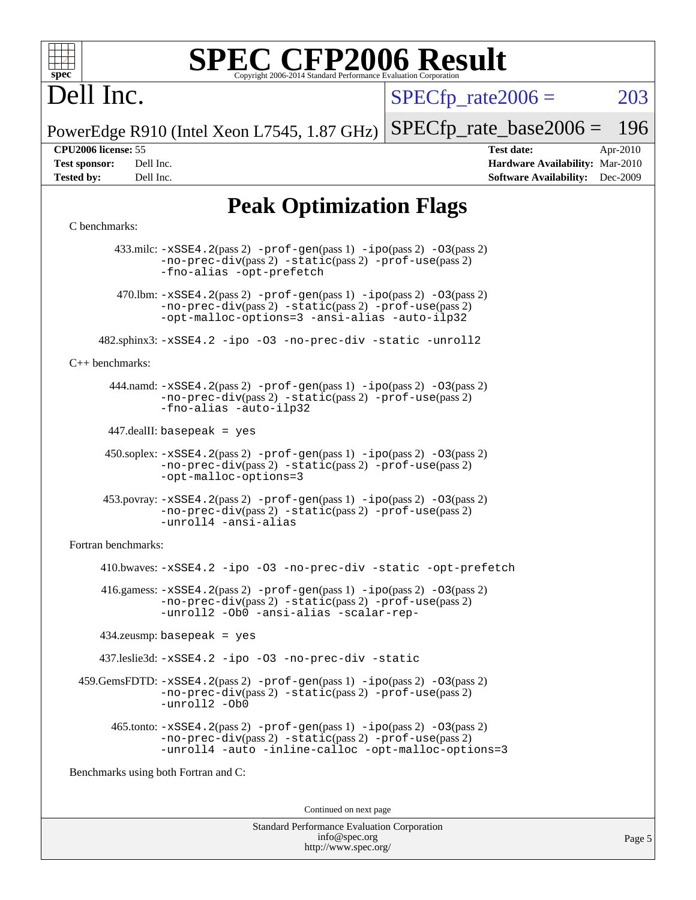# SPEC CFP2006 Result

Copyright 2006-2014 Standard Performance Evaluation Corporation

## Dell Inc.

PowerEdge R910 (Intel Xeon L7545, 1.87 GHz)

SPECfp_rate2006 = 203

SPECfp_rate_base2006 = 196

**CPU2006 license:** 55
**Test sponsor:** Dell Inc.
**Tested by:** Dell Inc.

**Test date:** Apr-2010
**Hardware Availability:** Mar-2010
**Software Availability:** Dec-2009

## Peak Optimization Flags

C benchmarks:

433.milc: `-xSSE4.2`(pass 2) `-prof-gen`(pass 1) `-ipo`(pass 2) `-O3`(pass 2) `-no-prec-div`(pass 2) `-static`(pass 2) `-prof-use`(pass 2) `-fno-alias` `-opt-prefetch`

470.lbm: `-xSSE4.2`(pass 2) `-prof-gen`(pass 1) `-ipo`(pass 2) `-O3`(pass 2) `-no-prec-div`(pass 2) `-static`(pass 2) `-prof-use`(pass 2) `-opt-malloc-options=3` `-ansi-alias` `-auto-ilp32`

482.sphinx3: `-xSSE4.2 -ipo -O3 -no-prec-div -static -unroll2`

C++ benchmarks:

444.namd: `-xSSE4.2`(pass 2) `-prof-gen`(pass 1) `-ipo`(pass 2) `-O3`(pass 2) `-no-prec-div`(pass 2) `-static`(pass 2) `-prof-use`(pass 2) `-fno-alias` `-auto-ilp32`

447.dealII: `basepeak = yes`

450.soplex: `-xSSE4.2`(pass 2) `-prof-gen`(pass 1) `-ipo`(pass 2) `-O3`(pass 2) `-no-prec-div`(pass 2) `-static`(pass 2) `-prof-use`(pass 2) `-opt-malloc-options=3`

453.povray: `-xSSE4.2`(pass 2) `-prof-gen`(pass 1) `-ipo`(pass 2) `-O3`(pass 2) `-no-prec-div`(pass 2) `-static`(pass 2) `-prof-use`(pass 2) `-unroll4` `-ansi-alias`

Fortran benchmarks:

410.bwaves: `-xSSE4.2 -ipo -O3 -no-prec-div -static -opt-prefetch`

416.gamess: `-xSSE4.2`(pass 2) `-prof-gen`(pass 1) `-ipo`(pass 2) `-O3`(pass 2) `-no-prec-div`(pass 2) `-static`(pass 2) `-prof-use`(pass 2) `-unroll2` `-Ob0` `-ansi-alias` `-scalar-rep-`

434.zeusmp: `basepeak = yes`

437.leslie3d: `-xSSE4.2 -ipo -O3 -no-prec-div -static`

459.GemsFDTD: `-xSSE4.2`(pass 2) `-prof-gen`(pass 1) `-ipo`(pass 2) `-O3`(pass 2) `-no-prec-div`(pass 2) `-static`(pass 2) `-prof-use`(pass 2) `-unroll2` `-Ob0`

465.tonto: `-xSSE4.2`(pass 2) `-prof-gen`(pass 1) `-ipo`(pass 2) `-O3`(pass 2) `-no-prec-div`(pass 2) `-static`(pass 2) `-prof-use`(pass 2) `-unroll4` `-auto` `-inline-calloc` `-opt-malloc-options=3`

Benchmarks using both Fortran and C:

Continued on next page

Standard Performance Evaluation Corporation
info@spec.org
http://www.spec.org/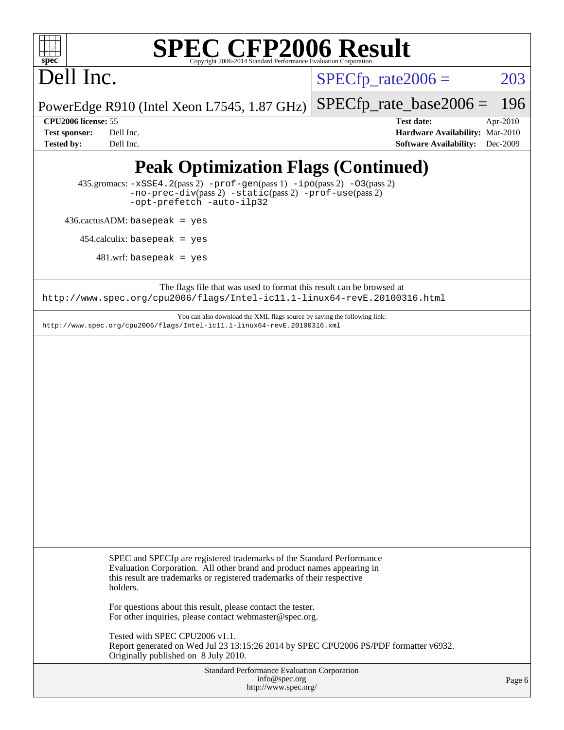# Peak Optimization Flags (Continued)

435.gromacs: -xSSE4.2(pass 2) -prof-gen(pass 1) -ipo(pass 2) -O3(pass 2) -no-prec-div(pass 2) -static(pass 2) -prof-use(pass 2) -opt-prefetch -auto-ilp32

436.cactusADM: basepeak = yes

454.calculix: basepeak = yes

481.wrf: basepeak = yes

The flags file that was used to format this result can be browsed at
http://www.spec.org/cpu2006/flags/Intel-ic11.1-linux64-revE.20100316.html

You can also download the XML flags source by saving the following link:
http://www.spec.org/cpu2006/flags/Intel-ic11.1-linux64-revE.20100316.xml

SPEC and SPECfp are registered trademarks of the Standard Performance Evaluation Corporation. All other brand and product names appearing in this result are trademarks or registered trademarks of their respective holders.

For questions about this result, please contact the tester.
For other inquiries, please contact webmaster@spec.org.

Tested with SPEC CPU2006 v1.1.
Report generated on Wed Jul 23 13:15:26 2014 by SPEC CPU2006 PS/PDF formatter v6932.
Originally published on 8 July 2010.